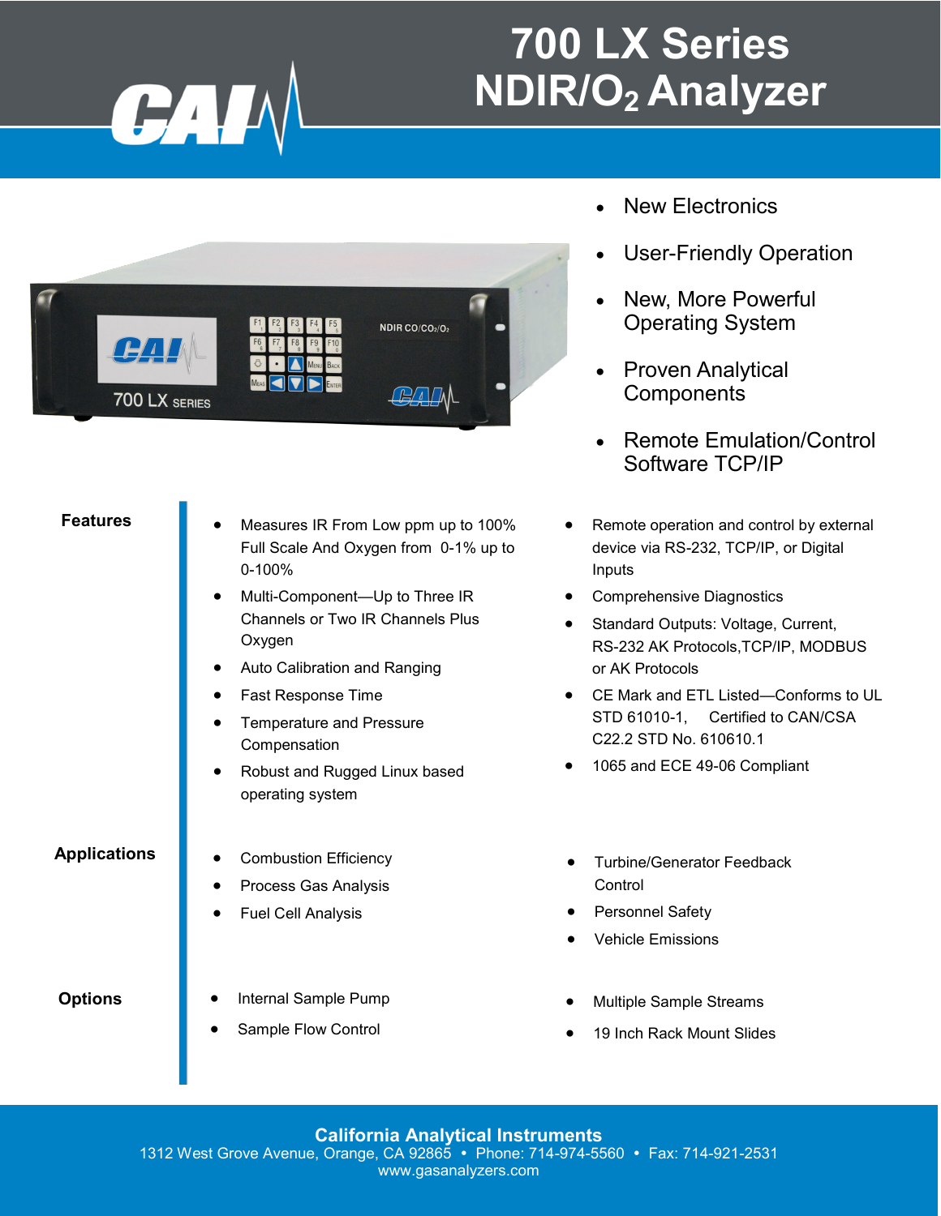# 700 LX Series NDIR/$O_2$ Analyzer

- New Electronics
- User-Friendly Operation
- New, More Powerful Operating System
- Proven Analytical Components
- Remote Emulation/Control Software TCP/IP

## Features

- Measures IR From Low ppm up to 100% Full Scale And Oxygen from 0-1% up to 0-100%
- Multi-Component—Up to Three IR Channels or Two IR Channels Plus Oxygen
- Auto Calibration and Ranging
- Fast Response Time
- Temperature and Pressure Compensation
- Robust and Rugged Linux based operating system
- Remote operation and control by external device via RS-232, TCP/IP, or Digital Inputs
- Comprehensive Diagnostics
- Standard Outputs: Voltage, Current, RS-232 AK Protocols,TCP/IP, MODBUS or AK Protocols
- CE Mark and ETL Listed—Conforms to UL STD 61010-1, Certified to CAN/CSA C22.2 STD No. 610610.1
- 1065 and ECE 49-06 Compliant

## Applications

- Combustion Efficiency
- Process Gas Analysis
- Fuel Cell Analysis
- Turbine/Generator Feedback Control
- Personnel Safety
- Vehicle Emissions

## Options

- Internal Sample Pump
- Sample Flow Control
- Multiple Sample Streams
- 19 Inch Rack Mount Slides

**California Analytical Instruments**
1312 West Grove Avenue, Orange, CA 92865 • Phone: 714-974-5560 • Fax: 714-921-2531
www.gasanalyzers.com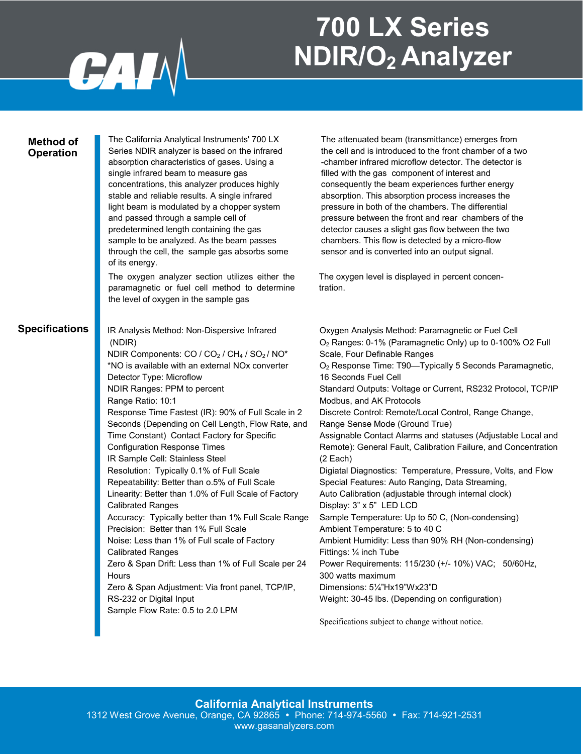# 700 LX Series NDIR/$O_2$ Analyzer

## Method of Operation

The California Analytical Instruments' 700 LX Series NDIR analyzer is based on the infrared absorption characteristics of gases. Using a single infrared beam to measure gas concentrations, this analyzer produces highly stable and reliable results. A single infrared light beam is modulated by a chopper system and passed through a sample cell of predetermined length containing the gas sample to be analyzed. As the beam passes through the cell, the sample gas absorbs some of its energy.

The attenuated beam (transmittance) emerges from the cell and is introduced to the front chamber of a two -chamber infrared microflow detector. The detector is filled with the gas component of interest and consequently the beam experiences further energy absorption. This absorption process increases the pressure in both of the chambers. The differential pressure between the front and rear chambers of the detector causes a slight gas flow between the two chambers. This flow is detected by a micro-flow sensor and is converted into an output signal.

The oxygen analyzer section utilizes either the paramagnetic or fuel cell method to determine the level of oxygen in the sample gas

The oxygen level is displayed in percent concentration.

## Specifications

IR Analysis Method: Non-Dispersive Infrared (NDIR)
NDIR Components: CO / $CO_2$ / $CH_4$ / $SO_2$ / NO*
*NO is available with an external NOx converter
Detector Type: Microflow
NDIR Ranges: PPM to percent
Range Ratio: 10:1
Response Time Fastest (IR): 90% of Full Scale in 2 Seconds (Depending on Cell Length, Flow Rate, and Time Constant) Contact Factory for Specific Configuration Response Times
IR Sample Cell: Stainless Steel
Resolution: Typically 0.1% of Full Scale
Repeatability: Better than o.5% of Full Scale
Linearity: Better than 1.0% of Full Scale of Factory Calibrated Ranges
Accuracy: Typically better than 1% Full Scale Range
Precision: Better than 1% Full Scale
Noise: Less than 1% of Full scale of Factory Calibrated Ranges
Zero & Span Drift: Less than 1% of Full Scale per 24 Hours
Zero & Span Adjustment: Via front panel, TCP/IP, RS-232 or Digital Input
Sample Flow Rate: 0.5 to 2.0 LPM

Oxygen Analysis Method: Paramagnetic or Fuel Cell
$O_2$ Ranges: 0-1% (Paramagnetic Only) up to 0-100% O2 Full Scale, Four Definable Ranges
$O_2$ Response Time: T90—Typically 5 Seconds Paramagnetic, 16 Seconds Fuel Cell
Standard Outputs: Voltage or Current, RS232 Protocol, TCP/IP Modbus, and AK Protocols
Discrete Control: Remote/Local Control, Range Change, Range Sense Mode (Ground True)
Assignable Contact Alarms and statuses (Adjustable Local and Remote): General Fault, Calibration Failure, and Concentration (2 Each)
Digiatal Diagnostics: Temperature, Pressure, Volts, and Flow
Special Features: Auto Ranging, Data Streaming,
Auto Calibration (adjustable through internal clock)
Display: 3" x 5" LED LCD
Sample Temperature: Up to 50 C, (Non-condensing)
Ambient Temperature: 5 to 40 C
Ambient Humidity: Less than 90% RH (Non-condensing)
Fittings: ¼ inch Tube
Power Requirements: 115/230 (+/- 10%) VAC; 50/60Hz, 300 watts maximum
Dimensions: 5¼"Hx19"Wx23"D
Weight: 30-45 lbs. (Depending on configuration)

Specifications subject to change without notice.

**California Analytical Instruments**
1312 West Grove Avenue, Orange, CA 92865 • Phone: 714-974-5560 • Fax: 714-921-2531
www.gasanalyzers.com